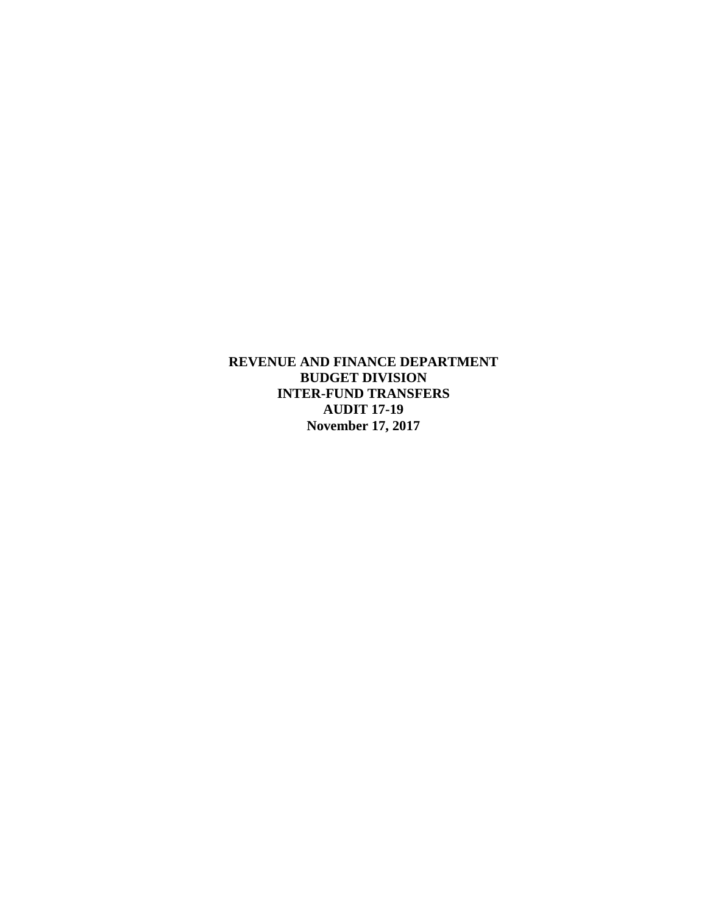**REVENUE AND FINANCE DEPARTMENT**
**BUDGET DIVISION**
**INTER-FUND TRANSFERS**
**AUDIT 17-19**
**November 17, 2017**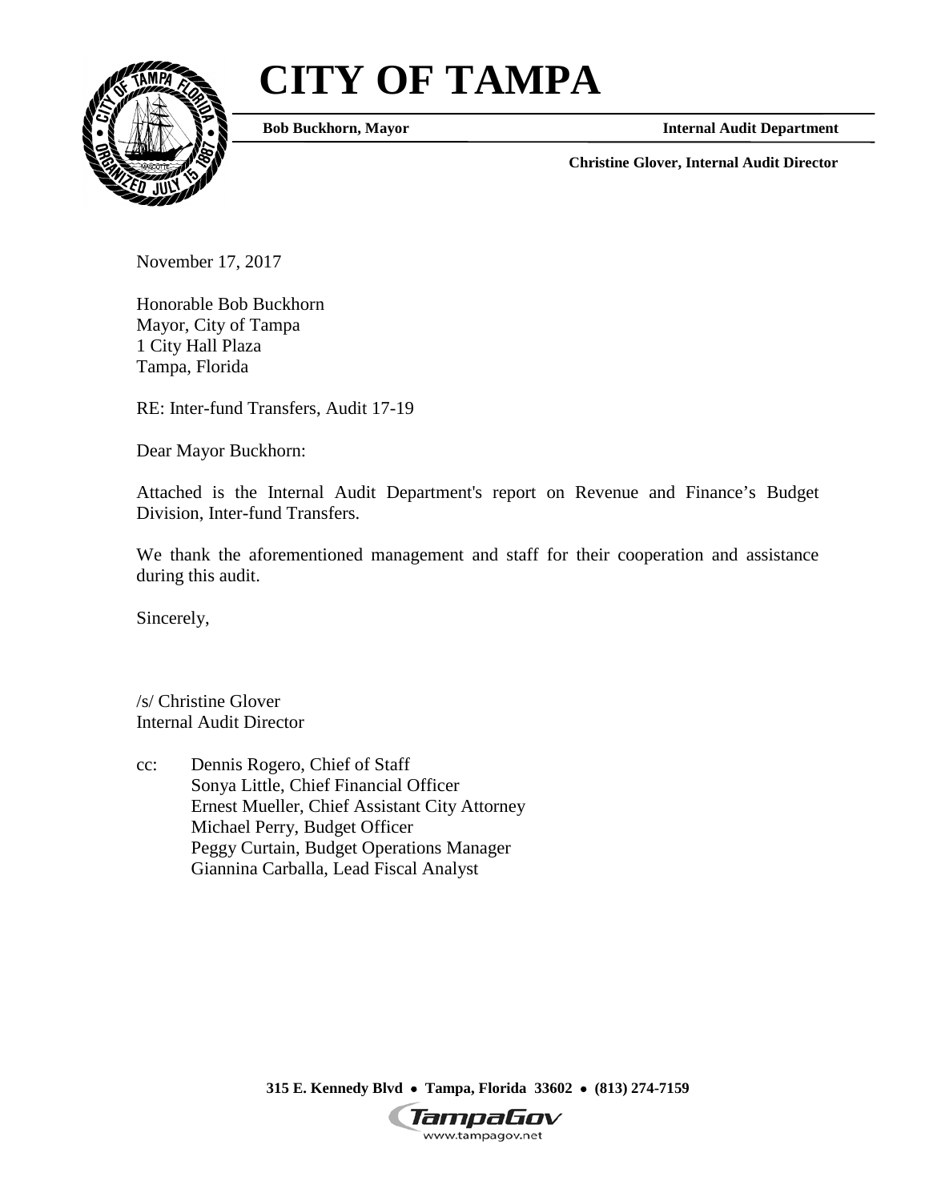# CITY OF TAMPA

**Bob Buckhorn, Mayor** | **Internal Audit Department**

**Christine Glover, Internal Audit Director**

November 17, 2017

Honorable Bob Buckhorn
Mayor, City of Tampa
1 City Hall Plaza
Tampa, Florida

RE: Inter-fund Transfers, Audit 17-19

Dear Mayor Buckhorn:

Attached is the Internal Audit Department's report on Revenue and Finance's Budget Division, Inter-fund Transfers.

We thank the aforementioned management and staff for their cooperation and assistance during this audit.

Sincerely,

/s/ Christine Glover
Internal Audit Director

cc: Dennis Rogero, Chief of Staff
Sonya Little, Chief Financial Officer
Ernest Mueller, Chief Assistant City Attorney
Michael Perry, Budget Officer
Peggy Curtain, Budget Operations Manager
Giannina Carballa, Lead Fiscal Analyst

315 E. Kennedy Blvd • Tampa, Florida 33602 • (813) 274-7159

TampaGov
www.tampagov.net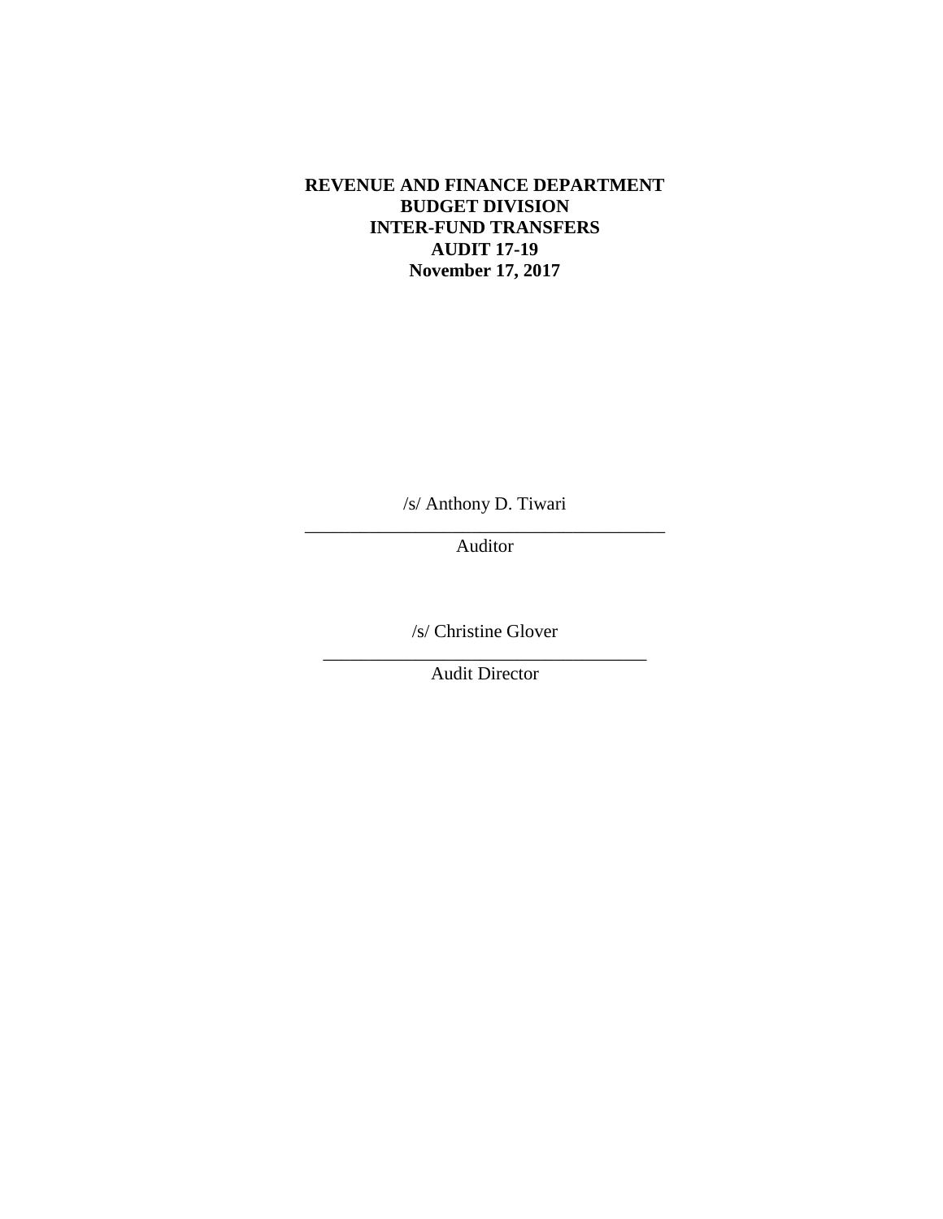**REVENUE AND FINANCE DEPARTMENT**
**BUDGET DIVISION**
**INTER-FUND TRANSFERS**
**AUDIT 17-19**
**November 17, 2017**

/s/ Anthony D. Tiwari

\_\_\_\_\_\_\_\_\_\_\_\_\_\_\_\_\_\_\_\_\_\_\_\_\_\_\_\_\_\_\_\_\_\_\_\_\_\_\_\_

Auditor

/s/ Christine Glover

\_\_\_\_\_\_\_\_\_\_\_\_\_\_\_\_\_\_\_\_\_\_\_\_\_\_\_\_\_\_\_\_\_\_\_\_\_\_

Audit Director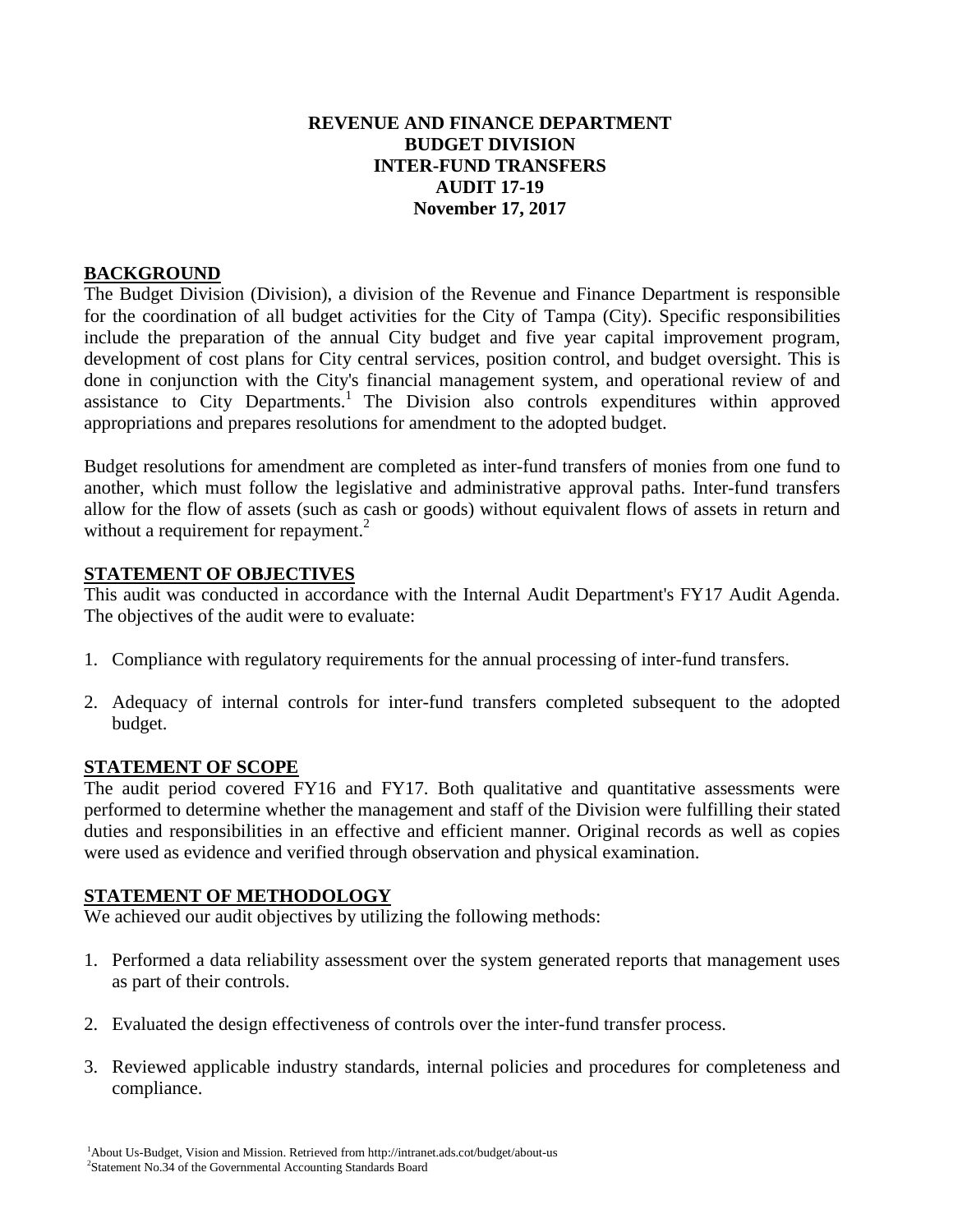**REVENUE AND FINANCE DEPARTMENT**
**BUDGET DIVISION**
**INTER-FUND TRANSFERS**
**AUDIT 17-19**
**November 17, 2017**

## BACKGROUND

The Budget Division (Division), a division of the Revenue and Finance Department is responsible for the coordination of all budget activities for the City of Tampa (City). Specific responsibilities include the preparation of the annual City budget and five year capital improvement program, development of cost plans for City central services, position control, and budget oversight. This is done in conjunction with the City's financial management system, and operational review of and assistance to City Departments.[1] The Division also controls expenditures within approved appropriations and prepares resolutions for amendment to the adopted budget.

Budget resolutions for amendment are completed as inter-fund transfers of monies from one fund to another, which must follow the legislative and administrative approval paths. Inter-fund transfers allow for the flow of assets (such as cash or goods) without equivalent flows of assets in return and without a requirement for repayment.[2]

## STATEMENT OF OBJECTIVES

This audit was conducted in accordance with the Internal Audit Department's FY17 Audit Agenda. The objectives of the audit were to evaluate:

1. Compliance with regulatory requirements for the annual processing of inter-fund transfers.

2. Adequacy of internal controls for inter-fund transfers completed subsequent to the adopted budget.

## STATEMENT OF SCOPE

The audit period covered FY16 and FY17. Both qualitative and quantitative assessments were performed to determine whether the management and staff of the Division were fulfilling their stated duties and responsibilities in an effective and efficient manner. Original records as well as copies were used as evidence and verified through observation and physical examination.

## STATEMENT OF METHODOLOGY

We achieved our audit objectives by utilizing the following methods:

1. Performed a data reliability assessment over the system generated reports that management uses as part of their controls.

2. Evaluated the design effectiveness of controls over the inter-fund transfer process.

3. Reviewed applicable industry standards, internal policies and procedures for completeness and compliance.

[1]About Us-Budget, Vision and Mission. Retrieved from http://intranet.ads.cot/budget/about-us
[2]Statement No.34 of the Governmental Accounting Standards Board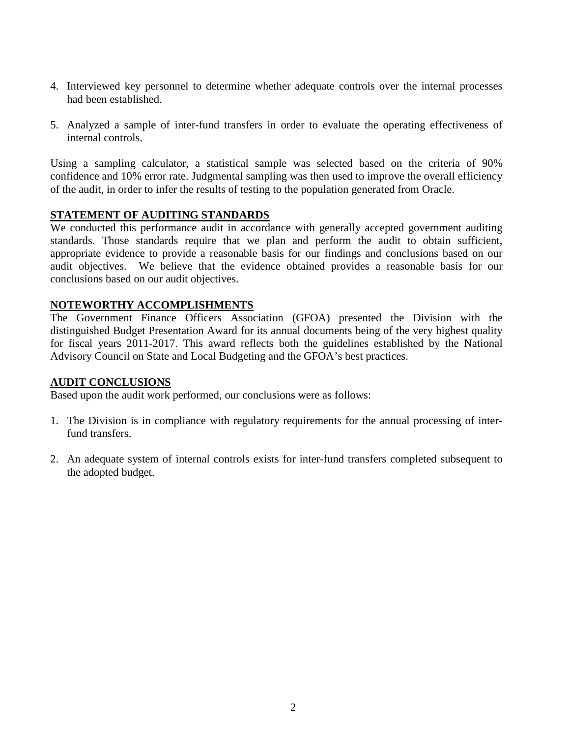4. Interviewed key personnel to determine whether adequate controls over the internal processes had been established.

5. Analyzed a sample of inter-fund transfers in order to evaluate the operating effectiveness of internal controls.

Using a sampling calculator, a statistical sample was selected based on the criteria of 90% confidence and 10% error rate. Judgmental sampling was then used to improve the overall efficiency of the audit, in order to infer the results of testing to the population generated from Oracle.

## STATEMENT OF AUDITING STANDARDS

We conducted this performance audit in accordance with generally accepted government auditing standards. Those standards require that we plan and perform the audit to obtain sufficient, appropriate evidence to provide a reasonable basis for our findings and conclusions based on our audit objectives. We believe that the evidence obtained provides a reasonable basis for our conclusions based on our audit objectives.

## NOTEWORTHY ACCOMPLISHMENTS

The Government Finance Officers Association (GFOA) presented the Division with the distinguished Budget Presentation Award for its annual documents being of the very highest quality for fiscal years 2011-2017. This award reflects both the guidelines established by the National Advisory Council on State and Local Budgeting and the GFOA's best practices.

## AUDIT CONCLUSIONS

Based upon the audit work performed, our conclusions were as follows:

1. The Division is in compliance with regulatory requirements for the annual processing of inter-fund transfers.

2. An adequate system of internal controls exists for inter-fund transfers completed subsequent to the adopted budget.